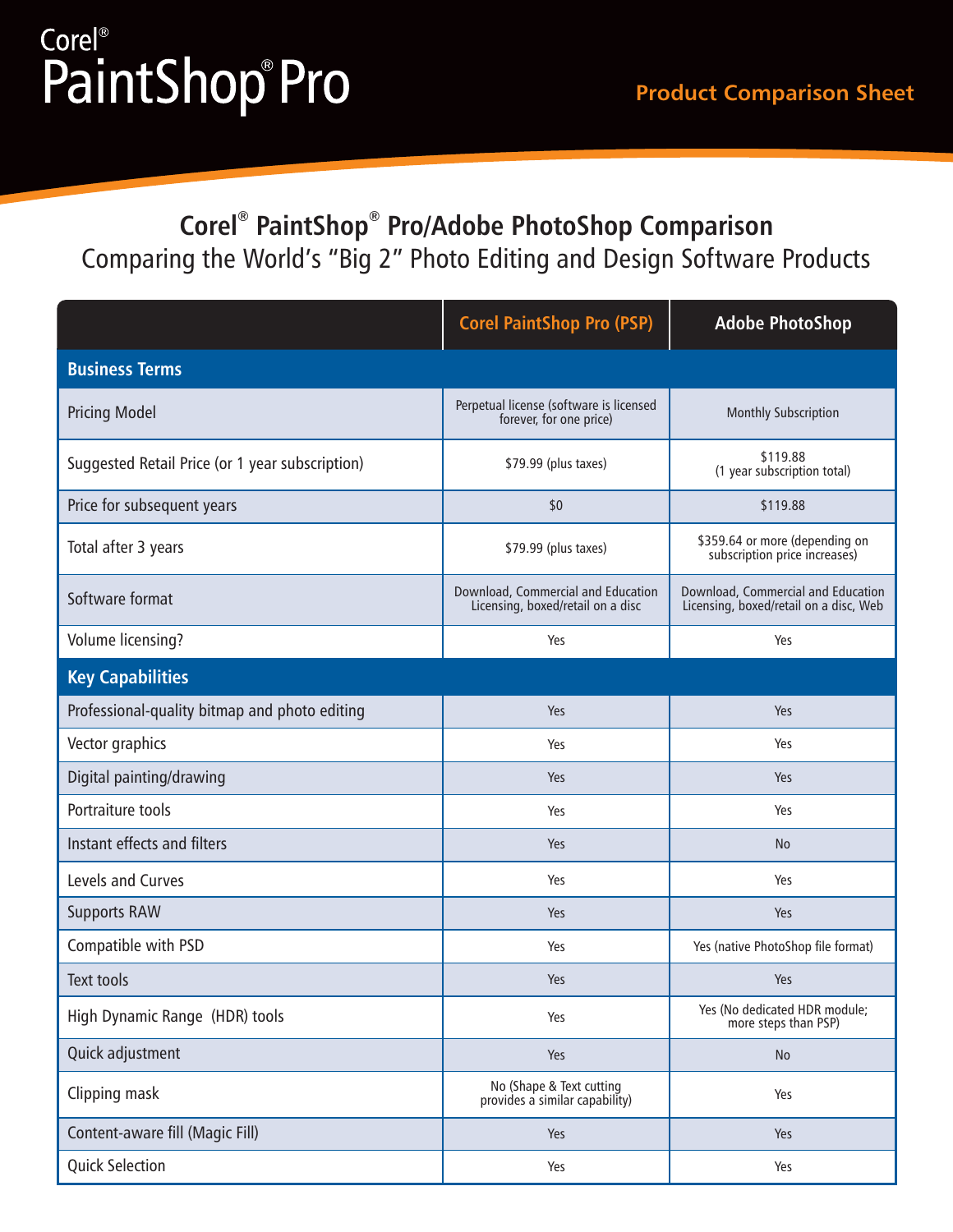# Corel® PaintShop® Pro

## Product Comparison Sheet

## Corel® PaintShop® Pro/Adobe PhotoShop Comparison

Comparing the World's "Big 2" Photo Editing and Design Software Products

| | Corel PaintShop Pro (PSP) | Adobe PhotoShop |
|---|---|---|
| **Business Terms** | | |
| Pricing Model | Perpetual license (software is licensed forever, for one price) | Monthly Subscription |
| Suggested Retail Price (or 1 year subscription) | $79.99 (plus taxes) | $119.88 (1 year subscription total) |
| Price for subsequent years | $0 | $119.88 |
| Total after 3 years | $79.99 (plus taxes) | $359.64 or more (depending on subscription price increases) |
| Software format | Download, Commercial and Education Licensing, boxed/retail on a disc | Download, Commercial and Education Licensing, boxed/retail on a disc, Web |
| Volume licensing? | Yes | Yes |
| **Key Capabilities** | | |
| Professional-quality bitmap and photo editing | Yes | Yes |
| Vector graphics | Yes | Yes |
| Digital painting/drawing | Yes | Yes |
| Portraiture tools | Yes | Yes |
| Instant effects and filters | Yes | No |
| Levels and Curves | Yes | Yes |
| Supports RAW | Yes | Yes |
| Compatible with PSD | Yes | Yes (native PhotoShop file format) |
| Text tools | Yes | Yes |
| High Dynamic Range (HDR) tools | Yes | Yes (No dedicated HDR module; more steps than PSP) |
| Quick adjustment | Yes | No |
| Clipping mask | No (Shape & Text cutting provides a similar capability) | Yes |
| Content-aware fill (Magic Fill) | Yes | Yes |
| Quick Selection | Yes | Yes |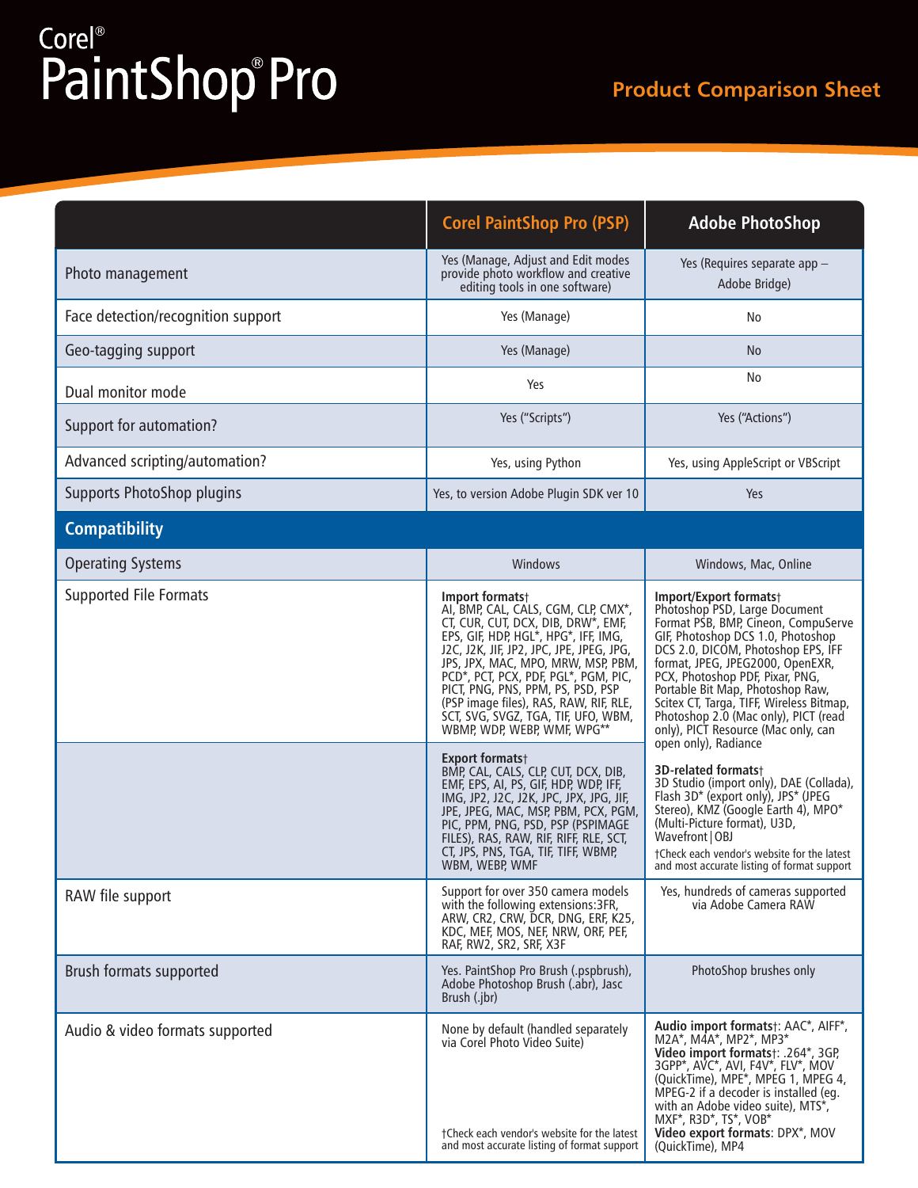# Corel® PaintShop® Pro

## Product Comparison Sheet

| | Corel PaintShop Pro (PSP) | Adobe PhotoShop |
|---|---|---|
| Photo management | Yes (Manage, Adjust and Edit modes provide photo workflow and creative editing tools in one software) | Yes (Requires separate app – Adobe Bridge) |
| Face detection/recognition support | Yes (Manage) | No |
| Geo-tagging support | Yes (Manage) | No |
| Dual monitor mode | Yes | No |
| Support for automation? | Yes ("Scripts") | Yes ("Actions") |
| Advanced scripting/automation? | Yes, using Python | Yes, using AppleScript or VBScript |
| Supports PhotoShop plugins | Yes, to version Adobe Plugin SDK ver 10 | Yes |
| **Compatibility** | | |
| Operating Systems | Windows | Windows, Mac, Online |
| Supported File Formats | **Import formats**† AI, BMP, CAL, CALS, CGM, CLP, CMX*, CT, CUR, CUT, DCX, DIB, DRW*, EMF, EPS, GIF, HDP, HGL*, HPG*, IFF, IMG, J2C, J2K, JIF, JP2, JPC, JPE, JPEG, JPG, JPS, JPX, MAC, MPO, MRW, MSP, PBM, PCD*, PCT, PCX, PDF, PGL*, PGM, PIC, PICT, PNG, PNS, PPM, PS, PSD, PSP (PSP image files), RAS, RAW, RIF, RLE, SCT, SVG, SVGZ, TGA, TIF, UFO, WBM, WBMP, WDP, WEBP, WMF, WPG**<br><br>**Export formats**† BMP, CAL, CALS, CLP, CUT, DCX, DIB, EMF, EPS, AI, PS, GIF, HDP, WDP, IFF, IMG, JP2, J2C, J2K, JPC, JPX, JPG, JIF, JPE, JPEG, MAC, MSP, PBM, PCX, PGM, PIC, PPM, PNG, PSD, PSP (PSPIMAGE FILES), RAS, RAW, RIF, RIFF, RLE, SCT, CT, JPS, PNS, TGA, TIF, TIFF, WBMP, WBM, WEBP, WMF | **Import/Export formats**† Photoshop PSD, Large Document Format PSB, BMP, Cineon, CompuServe GIF, Photoshop DCS 1.0, Photoshop DCS 2.0, DICOM, Photoshop EPS, IFF format, JPEG, JPEG2000, OpenEXR, PCX, Photoshop PDF, Pixar, PNG, Portable Bit Map, Photoshop Raw, Scitex CT, Targa, TIFF, Wireless Bitmap, Photoshop 2.0 (Mac only), PICT (read only), PICT Resource (Mac only, can open only), Radiance<br><br>**3D-related formats**† 3D Studio (import only), DAE (Collada), Flash 3D* (export only), JPS* (JPEG Stereo), KMZ (Google Earth 4), MPO* (Multi-Picture format), U3D, Wavefront\|OBJ<br><br>†Check each vendor's website for the latest and most accurate listing of format support |
| RAW file support | Support for over 350 camera models with the following extensions:3FR, ARW, CR2, CRW, DCR, DNG, ERF, K25, KDC, MEF, MOS, NEF, NRW, ORF, PEF, RAF, RW2, SR2, SRF, X3F | Yes, hundreds of cameras supported via Adobe Camera RAW |
| Brush formats supported | Yes. PaintShop Pro Brush (.pspbrush), Adobe Photoshop Brush (.abr), Jasc Brush (.jbr) | PhotoShop brushes only |
| Audio & video formats supported | None by default (handled separately via Corel Photo Video Suite)<br><br>†Check each vendor's website for the latest and most accurate listing of format support | **Audio import formats**†: AAC*, AIFF*, M2A*, M4A*, MP2*, MP3*<br>**Video import formats**†: .264*, 3GP, 3GPP*, AVC*, AVI, F4V*, FLV*, MOV (QuickTime), MPE*, MPEG 1, MPEG 4, MPEG-2 if a decoder is installed (eg. with an Adobe video suite), MTS*, MXF*, R3D*, TS*, VOB*<br>**Video export formats**: DPX*, MOV (QuickTime), MP4 |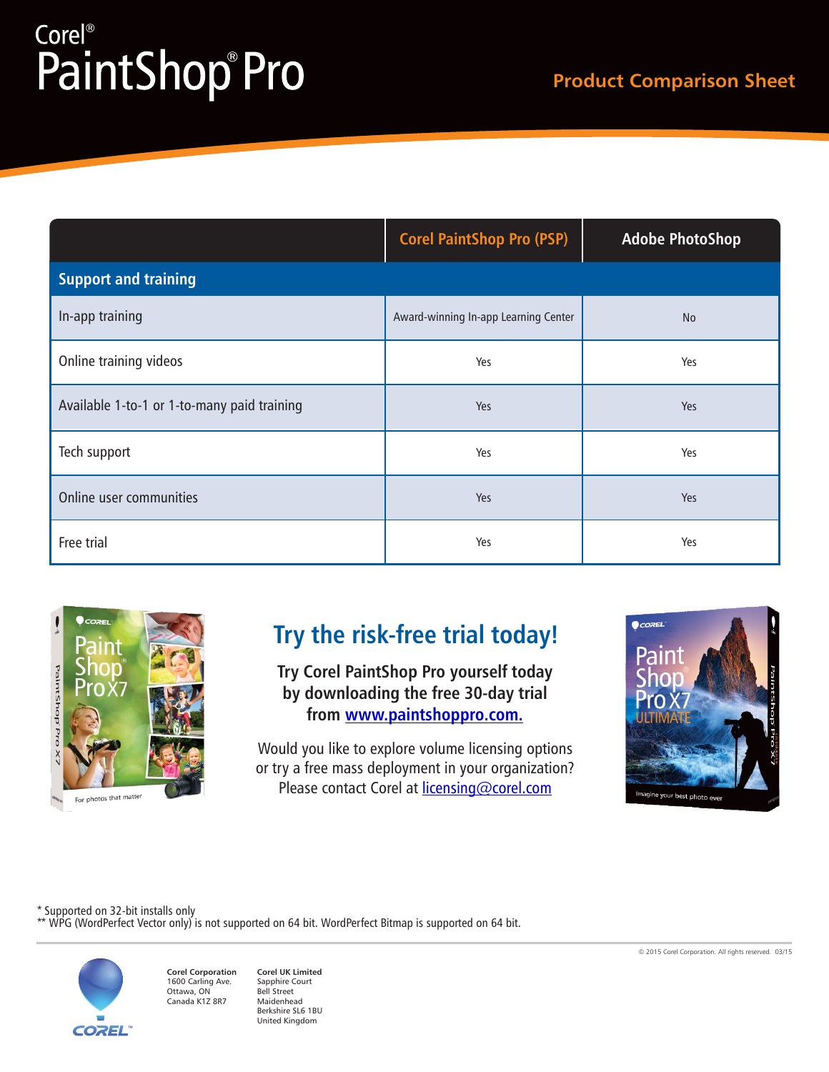# Corel® PaintShop® Pro

## Product Comparison Sheet

| | Corel PaintShop Pro (PSP) | Adobe PhotoShop |
|---|---|---|
| **Support and training** | | |
| In-app training | Award-winning In-app Learning Center | No |
| Online training videos | Yes | Yes |
| Available 1-to-1 or 1-to-many paid training | Yes | Yes |
| Tech support | Yes | Yes |
| Online user communities | Yes | Yes |
| Free trial | Yes | Yes |

## Try the risk-free trial today!

**Try Corel PaintShop Pro yourself today by downloading the free 30-day trial from www.paintshoppro.com.**

Would you like to explore volume licensing options or try a free mass deployment in your organization? Please contact Corel at licensing@corel.com

* Supported on 32-bit installs only
** WPG (WordPerfect Vector only) is not supported on 64 bit. WordPerfect Bitmap is supported on 64 bit.

© 2015 Corel Corporation. All rights reserved. 03/15

**Corel Corporation**
1600 Carling Ave.
Ottawa, ON
Canada K1Z 8R7

**Corel UK Limited**
Sapphire Court
Bell Street
Maidenhead
Berkshire SL6 1BU
United Kingdom